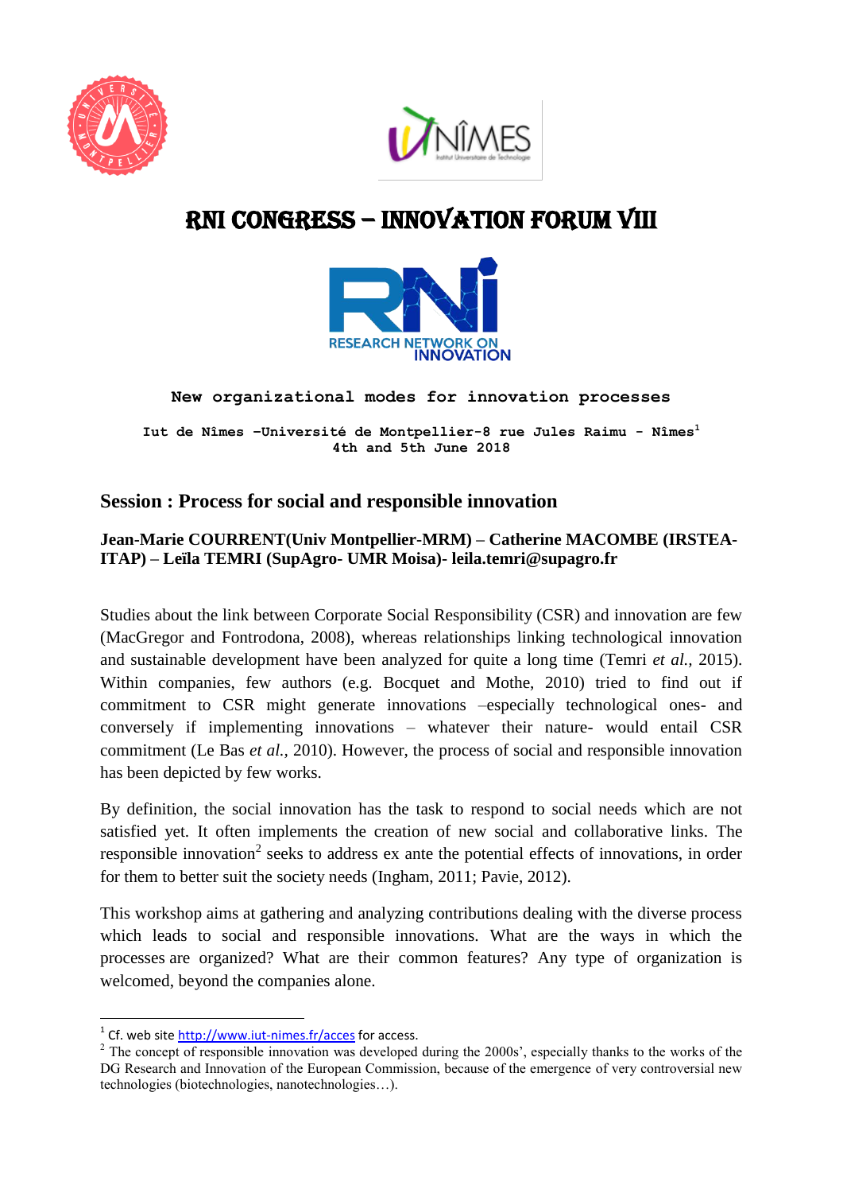# RNI CONGRESS – INNOVATION FORUM VIII

**New organizational modes for innovation processes**

**Iut de Nîmes –Université de Montpellier-8 rue Jules Raimu - Nîmes[1]**
**4th and 5th June 2018**

## Session : Process for social and responsible innovation

**Jean-Marie COURRENT(Univ Montpellier-MRM) – Catherine MACOMBE (IRSTEA-ITAP) – Leïla TEMRI (SupAgro- UMR Moisa)- leila.temri@supagro.fr**

Studies about the link between Corporate Social Responsibility (CSR) and innovation are few (MacGregor and Fontrodona, 2008), whereas relationships linking technological innovation and sustainable development have been analyzed for quite a long time (Temri *et al.*, 2015). Within companies, few authors (e.g. Bocquet and Mothe, 2010) tried to find out if commitment to CSR might generate innovations –especially technological ones- and conversely if implementing innovations – whatever their nature- would entail CSR commitment (Le Bas *et al.*, 2010). However, the process of social and responsible innovation has been depicted by few works.

By definition, the social innovation has the task to respond to social needs which are not satisfied yet. It often implements the creation of new social and collaborative links. The responsible innovation[2] seeks to address ex ante the potential effects of innovations, in order for them to better suit the society needs (Ingham, 2011; Pavie, 2012).

This workshop aims at gathering and analyzing contributions dealing with the diverse process which leads to social and responsible innovations. What are the ways in which the processes are organized? What are their common features? Any type of organization is welcomed, beyond the companies alone.

---

[1] Cf. web site http://www.iut-nimes.fr/acces for access.

[2] The concept of responsible innovation was developed during the 2000s', especially thanks to the works of the DG Research and Innovation of the European Commission, because of the emergence of very controversial new technologies (biotechnologies, nanotechnologies…).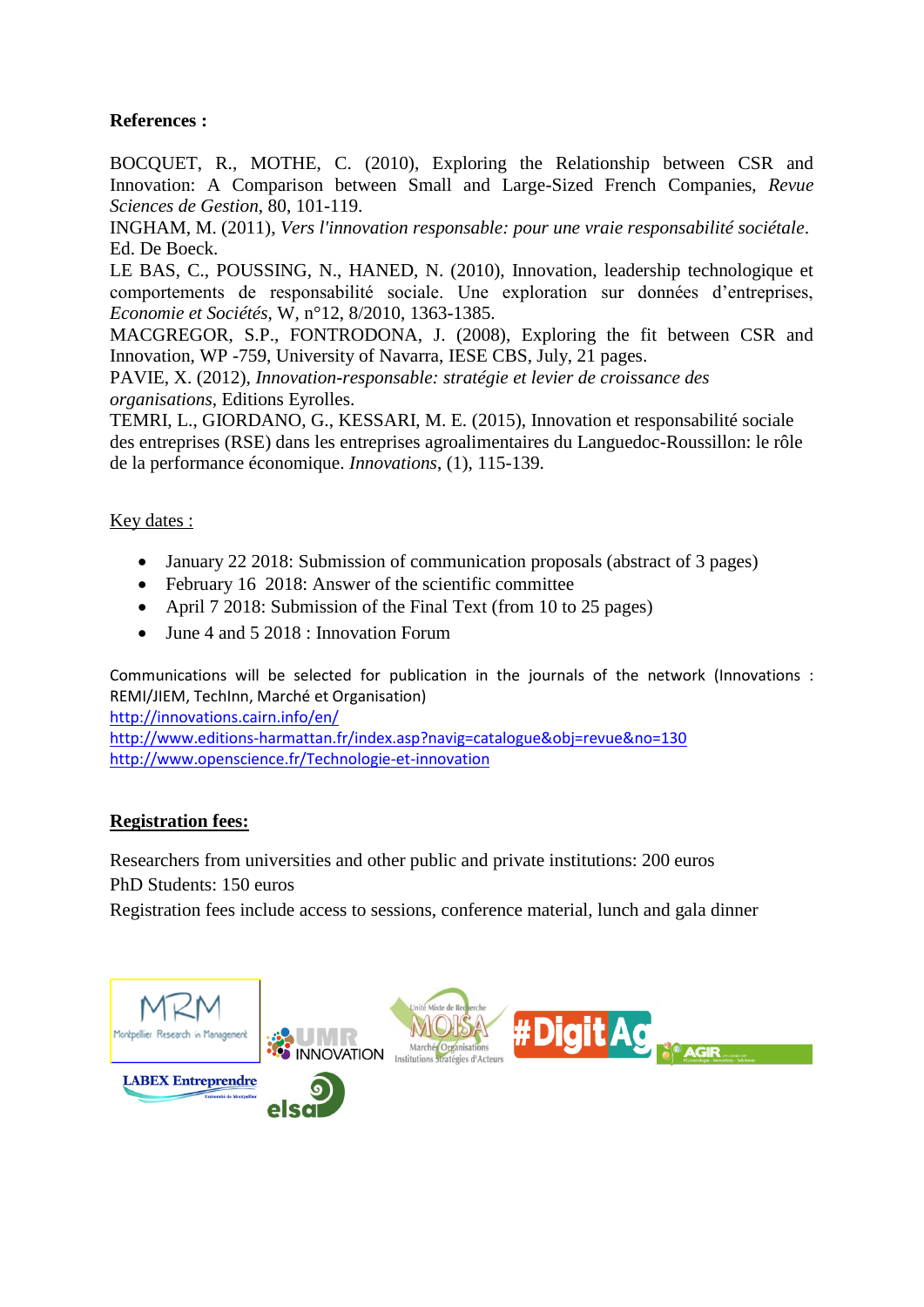**References :**

BOCQUET, R., MOTHE, C. (2010), Exploring the Relationship between CSR and Innovation: A Comparison between Small and Large-Sized French Companies, *Revue Sciences de Gestion*, 80, 101-119.
INGHAM, M. (2011), *Vers l'innovation responsable: pour une vraie responsabilité sociétale*. Ed. De Boeck.
LE BAS, C., POUSSING, N., HANED, N. (2010), Innovation, leadership technologique et comportements de responsabilité sociale. Une exploration sur données d'entreprises, *Economie et Sociétés*, W, n°12, 8/2010, 1363-1385.
MACGREGOR, S.P., FONTRODONA, J. (2008), Exploring the fit between CSR and Innovation, WP -759, University of Navarra, IESE CBS, July, 21 pages.
PAVIE, X. (2012), *Innovation-responsable: stratégie et levier de croissance des organisations*, Editions Eyrolles.
TEMRI, L., GIORDANO, G., KESSARI, M. E. (2015), Innovation et responsabilité sociale des entreprises (RSE) dans les entreprises agroalimentaires du Languedoc-Roussillon: le rôle de la performance économique. *Innovations*, (1), 115-139.

Key dates :

- January 22 2018: Submission of communication proposals (abstract of 3 pages)
- February 16 2018: Answer of the scientific committee
- April 7 2018: Submission of the Final Text (from 10 to 25 pages)
- June 4 and 5 2018 : Innovation Forum

Communications will be selected for publication in the journals of the network (Innovations : REMI/JIEM, TechInn, Marché et Organisation)
http://innovations.cairn.info/en/
http://www.editions-harmattan.fr/index.asp?navig=catalogue&obj=revue&no=130
http://www.openscience.fr/Technologie-et-innovation

**Registration fees:**

Researchers from universities and other public and private institutions: 200 euros
PhD Students: 150 euros
Registration fees include access to sessions, conference material, lunch and gala dinner